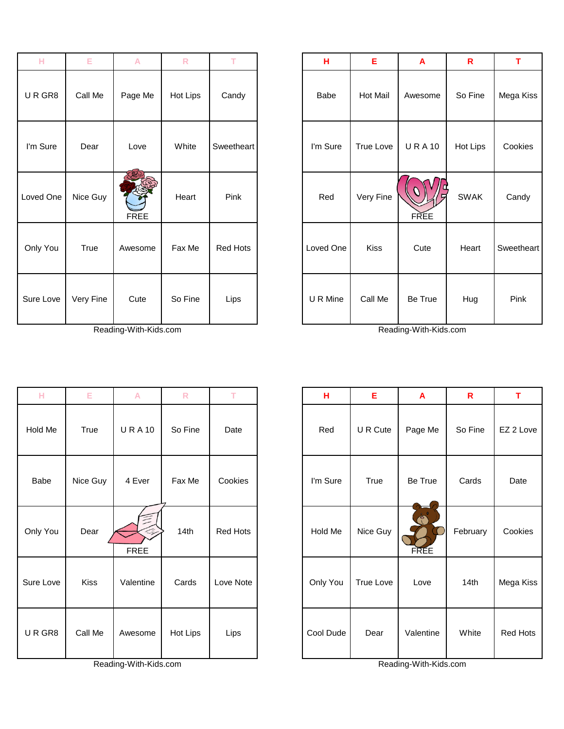| H | E | A | R | T |
|---|---|---|---|---|
| U R GR8 | Call Me | Page Me | Hot Lips | Candy |
| I'm Sure | Dear | Love | White | Sweetheart |
| Loved One | Nice Guy | FREE | Heart | Pink |
| Only You | True | Awesome | Fax Me | Red Hots |
| Sure Love | Very Fine | Cute | So Fine | Lips |

Reading-With-Kids.com

| H | E | A | R | T |
|---|---|---|---|---|
| Babe | Hot Mail | Awesome | So Fine | Mega Kiss |
| I'm Sure | True Love | U R A 10 | Hot Lips | Cookies |
| Red | Very Fine | FREE | SWAK | Candy |
| Loved One | Kiss | Cute | Heart | Sweetheart |
| U R Mine | Call Me | Be True | Hug | Pink |

Reading-With-Kids.com

| H | E | A | R | T |
|---|---|---|---|---|
| Hold Me | True | U R A 10 | So Fine | Date |
| Babe | Nice Guy | 4 Ever | Fax Me | Cookies |
| Only You | Dear | FREE | 14th | Red Hots |
| Sure Love | Kiss | Valentine | Cards | Love Note |
| U R GR8 | Call Me | Awesome | Hot Lips | Lips |

Reading-With-Kids.com

| H | E | A | R | T |
|---|---|---|---|---|
| Red | U R Cute | Page Me | So Fine | EZ 2 Love |
| I'm Sure | True | Be True | Cards | Date |
| Hold Me | Nice Guy | FREE | February | Cookies |
| Only You | True Love | Love | 14th | Mega Kiss |
| Cool Dude | Dear | Valentine | White | Red Hots |

Reading-With-Kids.com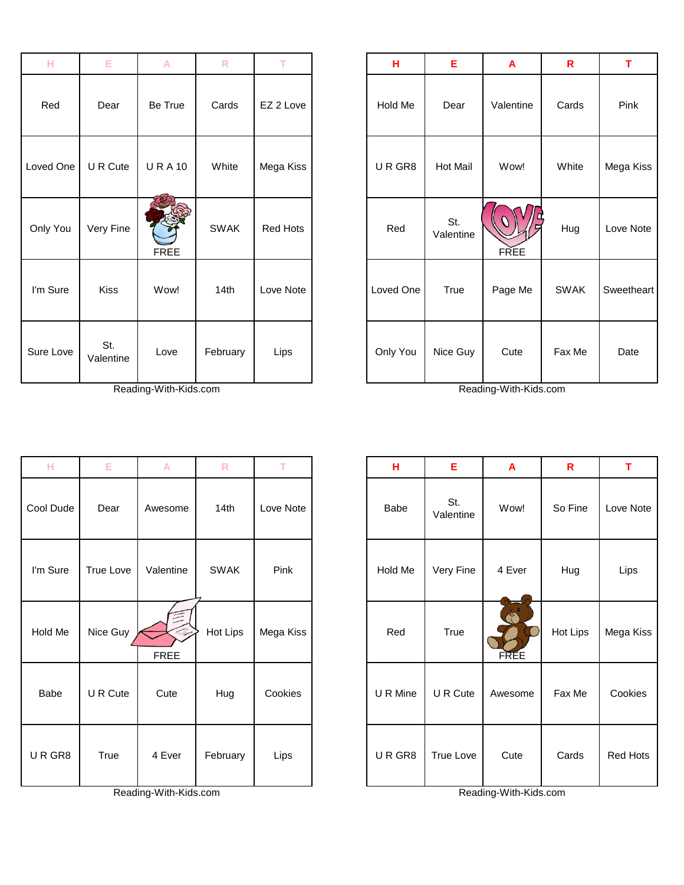| H | E | A | R | T |
|---|---|---|---|---|
| Red | Dear | Be True | Cards | EZ 2 Love |
| Loved One | U R Cute | U R A 10 | White | Mega Kiss |
| Only You | Very Fine | FREE | SWAK | Red Hots |
| I'm Sure | Kiss | Wow! | 14th | Love Note |
| Sure Love | St. Valentine | Love | February | Lips |

Reading-With-Kids.com

| H | E | A | R | T |
|---|---|---|---|---|
| Hold Me | Dear | Valentine | Cards | Pink |
| U R GR8 | Hot Mail | Wow! | White | Mega Kiss |
| Red | St. Valentine | FREE | Hug | Love Note |
| Loved One | True | Page Me | SWAK | Sweetheart |
| Only You | Nice Guy | Cute | Fax Me | Date |

Reading-With-Kids.com

| H | E | A | R | T |
|---|---|---|---|---|
| Cool Dude | Dear | Awesome | 14th | Love Note |
| I'm Sure | True Love | Valentine | SWAK | Pink |
| Hold Me | Nice Guy | FREE | Hot Lips | Mega Kiss |
| Babe | U R Cute | Cute | Hug | Cookies |
| U R GR8 | True | 4 Ever | February | Lips |

Reading-With-Kids.com

| H | E | A | R | T |
|---|---|---|---|---|
| Babe | St. Valentine | Wow! | So Fine | Love Note |
| Hold Me | Very Fine | 4 Ever | Hug | Lips |
| Red | True | FREE | Hot Lips | Mega Kiss |
| U R Mine | U R Cute | Awesome | Fax Me | Cookies |
| U R GR8 | True Love | Cute | Cards | Red Hots |

Reading-With-Kids.com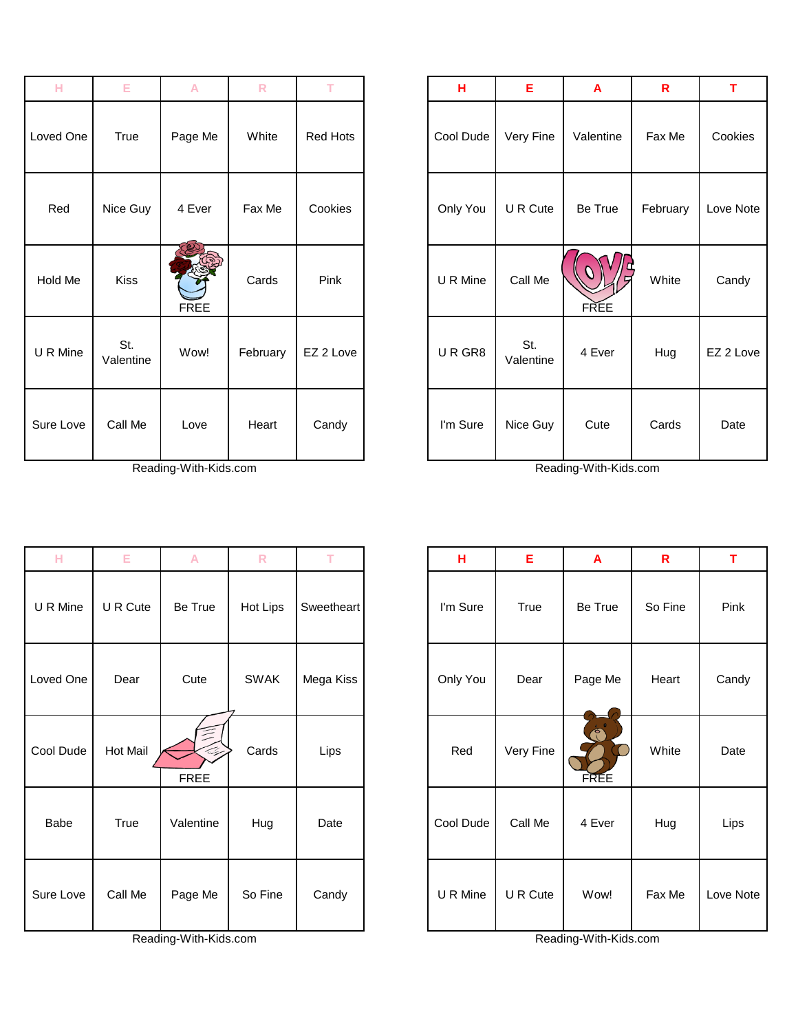| H | E | A | R | T |
|---|---|---|---|---|
| Loved One | True | Page Me | White | Red Hots |
| Red | Nice Guy | 4 Ever | Fax Me | Cookies |
| Hold Me | Kiss | FREE | Cards | Pink |
| U R Mine | St. Valentine | Wow! | February | EZ 2 Love |
| Sure Love | Call Me | Love | Heart | Candy |

Reading-With-Kids.com

| H | E | A | R | T |
|---|---|---|---|---|
| Cool Dude | Very Fine | Valentine | Fax Me | Cookies |
| Only You | U R Cute | Be True | February | Love Note |
| U R Mine | Call Me | FREE | White | Candy |
| U R GR8 | St. Valentine | 4 Ever | Hug | EZ 2 Love |
| I'm Sure | Nice Guy | Cute | Cards | Date |

Reading-With-Kids.com

| H | E | A | R | T |
|---|---|---|---|---|
| U R Mine | U R Cute | Be True | Hot Lips | Sweetheart |
| Loved One | Dear | Cute | SWAK | Mega Kiss |
| Cool Dude | Hot Mail | FREE | Cards | Lips |
| Babe | True | Valentine | Hug | Date |
| Sure Love | Call Me | Page Me | So Fine | Candy |

Reading-With-Kids.com

| H | E | A | R | T |
|---|---|---|---|---|
| I'm Sure | True | Be True | So Fine | Pink |
| Only You | Dear | Page Me | Heart | Candy |
| Red | Very Fine | FREE | White | Date |
| Cool Dude | Call Me | 4 Ever | Hug | Lips |
| U R Mine | U R Cute | Wow! | Fax Me | Love Note |

Reading-With-Kids.com